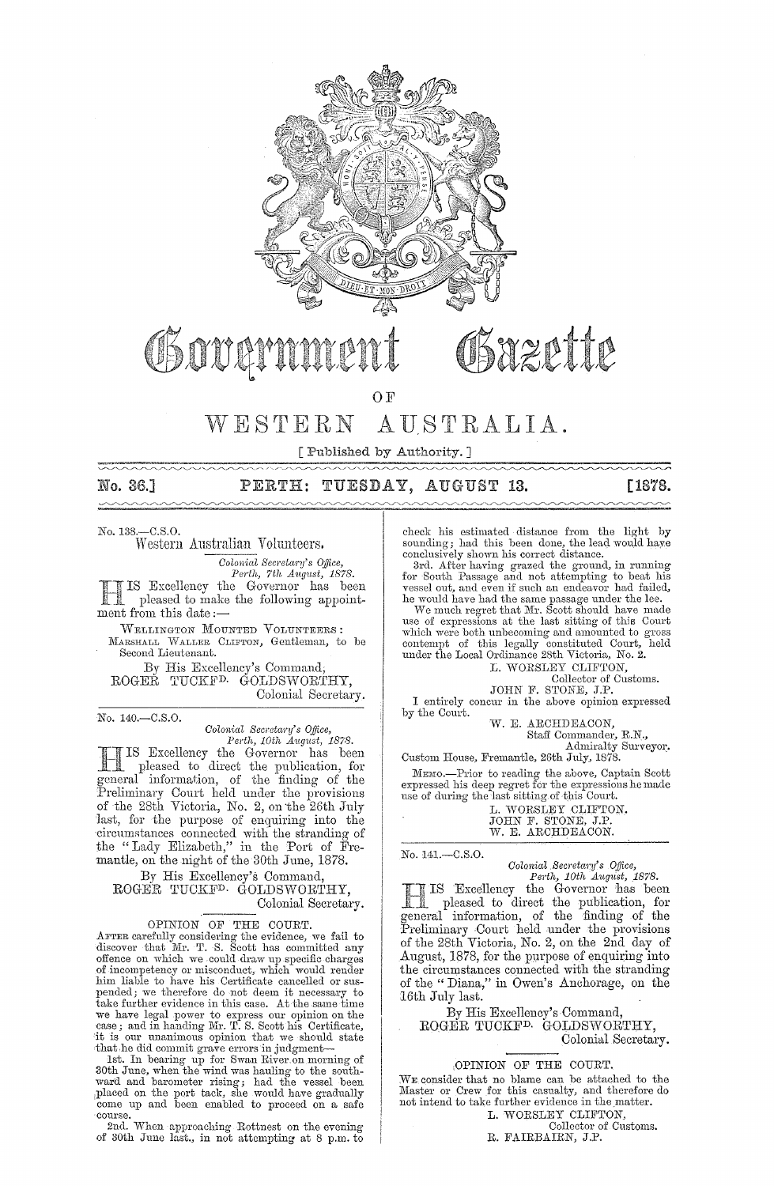# Government Gazette

OF

# WESTERN AUSTRALIA.

[ Published by Authority. ]

**No. 36.] PERTH: TUESDAY, AUGUST 13. [1878.**

No. 138.—C.S.O.

## Western Australian Volunteers.

*Colonial Secretary's Office,*
*Perth, 7th August, 1878.*

HIS Excellency the Governor has been pleased to make the following appointment from this date:—

WELLINGTON MOUNTED VOLUNTEERS:
MARSHALL WALLER CLIFTON, Gentleman, to be Second Lieutenant.

By His Excellency's Command,
ROGER TUCKF^D. GOLDSWORTHY,
Colonial Secretary.

---

No. 140.—C.S.O.

*Colonial Secretary's Office,*
*Perth, 10th August, 1878.*

HIS Excellency the Governor has been pleased to direct the publication, for general information, of the finding of the Preliminary Court held under the provisions of the 28th Victoria, No. 2, on the 26th July last, for the purpose of enquiring into the circumstances connected with the stranding of the "Lady Elizabeth," in the Port of Fremantle, on the night of the 30th June, 1878.

By His Excellency's Command,
ROGER TUCKF^D. GOLDSWORTHY,
Colonial Secretary.

### OPINION OF THE COURT.

AFTER carefully considering the evidence, we fail to discover that Mr. T. S. Scott has committed any offence on which we could draw up specific charges of incompetency or misconduct, which would render him liable to have his Certificate cancelled or suspended; we therefore do not deem it necessary to take further evidence in this case. At the same time we have legal power to express our opinion on the case; and in handing Mr. T. S. Scott his Certificate, it is our unanimous opinion that we should state that he did commit grave errors in judgment—

1st. In bearing up for Swan River on morning of 30th June, when the wind was hauling to the southward and barometer rising; had the vessel been placed on the port tack, she would have gradually come up and been enabled to proceed on a safe course.

2nd. When approaching Rottnest on the evening of 30th June last, in not attempting at 8 p.m. to check his estimated distance from the light by sounding; had this been done, the lead would have conclusively shown his correct distance.

3rd. After having grazed the ground, in running for South Passage and not attempting to beat his vessel out, and even if such an endeavor had failed, he would have had the same passage under the lee.

We much regret that Mr. Scott should have made use of expressions at the last sitting of this Court which were both unbecoming and amounted to gross contempt of this legally constituted Court, held under the Local Ordinance 28th Victoria, No. 2.

L. WORSLEY CLIFTON,
Collector of Customs.
JOHN F. STONE, J.P.

I entirely concur in the above opinion expressed by the Court.

W. E. ARCHDEACON,
Staff Commander, R.N.,
Admiralty Surveyor.

Custom House, Fremantle, 26th July, 1878.

MEMO.—Prior to reading the above, Captain Scott expressed his deep regret for the expressions he made use of during the last sitting of this Court.

L. WORSLEY CLIFTON.
JOHN F. STONE, J.P.
W. E. ARCHDEACON.

---

No. 141.—C.S.O.

*Colonial Secretary's Office,*
*Perth, 10th August, 1878.*

HIS Excellency the Governor has been pleased to direct the publication, for general information, of the finding of the Preliminary Court held under the provisions of the 28th Victoria, No. 2, on the 2nd day of August, 1878, for the purpose of enquiring into the circumstances connected with the stranding of the "Diana," in Owen's Anchorage, on the 16th July last.

By His Excellency's Command,
ROGER TUCKF^D. GOLDSWORTHY,
Colonial Secretary.

### OPINION OF THE COURT.

WE consider that no blame can be attached to the Master or Crew for this casualty, and therefore do not intend to take further evidence in the matter.

L. WORSLEY CLIFTON,
Collector of Customs.
R. FAIRBAIRN, J.P.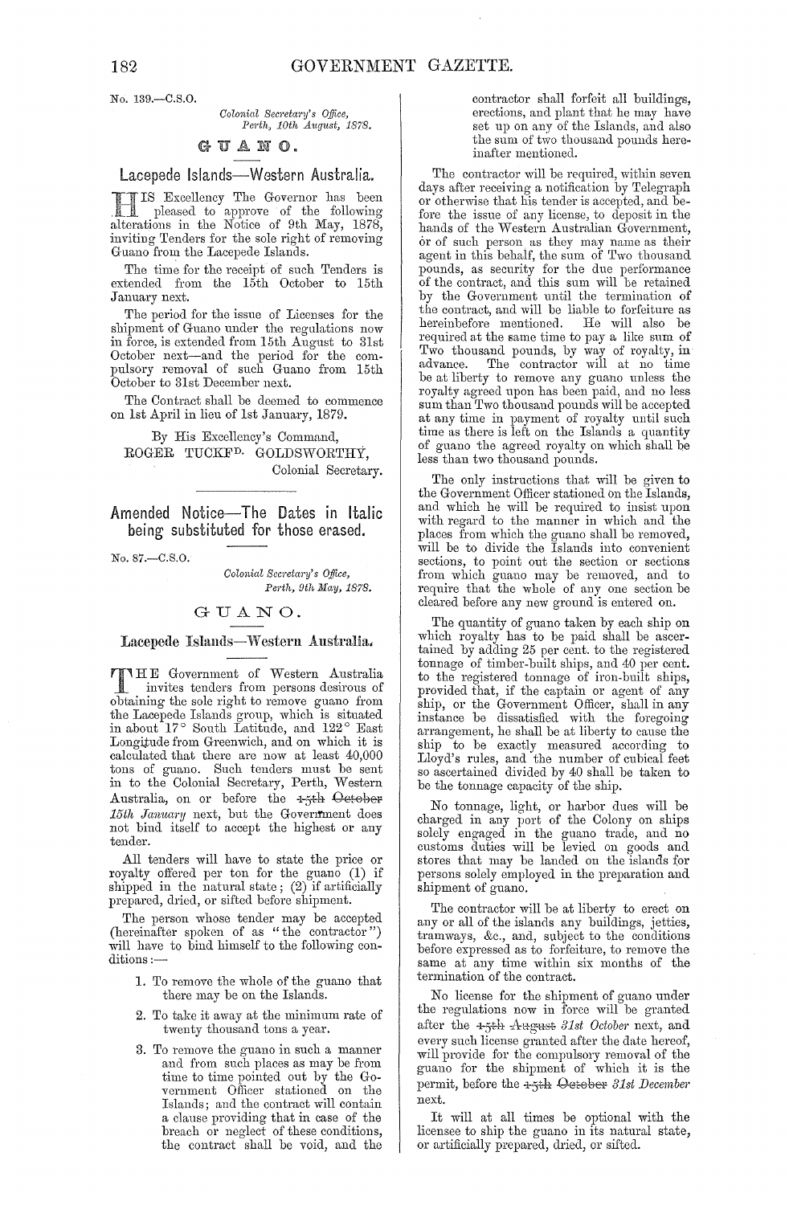No. 139.—C.S.O.

*Colonial Secretary's Office,*
*Perth, 10th August, 1878.*

## GUANO.

### Lacepede Islands—Western Australia.

HIS Excellency The Governor has been pleased to approve of the following alterations in the Notice of 9th May, 1878, inviting Tenders for the sole right of removing Guano from the Lacepede Islands.

The time for the receipt of such Tenders is extended from the 15th October to 15th January next.

The period for the issue of Licenses for the shipment of Guano under the regulations now in force, is extended from 15th August to 31st October next—and the period for the compulsory removal of such Guano from 15th October to 31st December next.

The Contract shall be deemed to commence on 1st April in lieu of 1st January, 1879.

By His Excellency's Command,
ROGER TUCKF^D. GOLDSWORTHY,
Colonial Secretary.

---

### Amended Notice—The Dates in Italic being substituted for those erased.

No. 87.—C.S.O.

*Colonial Secretary's Office,*
*Perth, 9th May, 1878.*

## GUANO.

### Lacepede Islands—Western Australia.

THE Government of Western Australia invites tenders from persons desirous of obtaining the sole right to remove guano from the Lacepede Islands group, which is situated in about 17° South Latitude, and 122° East Longitude from Greenwich, and on which it is calculated that there are now at least 40,000 tons of guano. Such tenders must be sent in to the Colonial Secretary, Perth, Western Australia, on or before the ~~15th October~~ *15th January* next, but the Government does not bind itself to accept the highest or any tender.

All tenders will have to state the price or royalty offered per ton for the guano (1) if shipped in the natural state; (2) if artificially prepared, dried, or sifted before shipment.

The person whose tender may be accepted (hereinafter spoken of as "the contractor") will have to bind himself to the following conditions:—

1. To remove the whole of the guano that there may be on the Islands.
2. To take it away at the minimum rate of twenty thousand tons a year.
3. To remove the guano in such a manner and from such places as may be from time to time pointed out by the Government Officer stationed on the Islands; and the contract will contain a clause providing that in case of the breach or neglect of these conditions, the contract shall be void, and the contractor shall forfeit all buildings, erections, and plant that he may have set up on any of the Islands, and also the sum of two thousand pounds hereinafter mentioned.

The contractor will be required, within seven days after receiving a notification by Telegraph or otherwise that his tender is accepted, and before the issue of any license, to deposit in the hands of the Western Australian Government, or of such person as they may name as their agent in this behalf, the sum of Two thousand pounds, as security for the due performance of the contract, and this sum will be retained by the Government until the termination of the contract, and will be liable to forfeiture as hereinbefore mentioned. He will also be required at the same time to pay a like sum of Two thousand pounds, by way of royalty, in advance. The contractor will at no time be at liberty to remove any guano unless the royalty agreed upon has been paid, and no less sum than Two thousand pounds will be accepted at any time in payment of royalty until such time as there is left on the Islands a quantity of guano the agreed royalty on which shall be less than two thousand pounds.

The only instructions that will be given to the Government Officer stationed on the Islands, and which he will be required to insist upon with regard to the manner in which and the places from which the guano shall be removed, will be to divide the Islands into convenient sections, to point out the section or sections from which guano may be removed, and to require that the whole of any one section be cleared before any new ground is entered on.

The quantity of guano taken by each ship on which royalty has to be paid shall be ascertained by adding 25 per cent. to the registered tonnage of timber-built ships, and 40 per cent. to the registered tonnage of iron-built ships, provided that, if the captain or agent of any ship, or the Government Officer, shall in any instance be dissatisfied with the foregoing arrangement, he shall be at liberty to cause the ship to be exactly measured according to Lloyd's rules, and the number of cubical feet so ascertained divided by 40 shall be taken to be the tonnage capacity of the ship.

No tonnage, light, or harbor dues will be charged in any port of the Colony on ships solely engaged in the guano trade, and no customs duties will be levied on goods and stores that may be landed on the islands for persons solely employed in the preparation and shipment of guano.

The contractor will be at liberty to erect on any or all of the islands any buildings, jetties, tramways, &c., and, subject to the conditions before expressed as to forfeiture, to remove the same at any time within six months of the termination of the contract.

No license for the shipment of guano under the regulations now in force will be granted after the ~~15th August~~ *31st October* next, and every such license granted after the date hereof, will provide for the compulsory removal of the guano for the shipment of which it is the permit, before the ~~15th October~~ *31st December* next.

It will at all times be optional with the licensee to ship the guano in its natural state, or artificially prepared, dried, or sifted.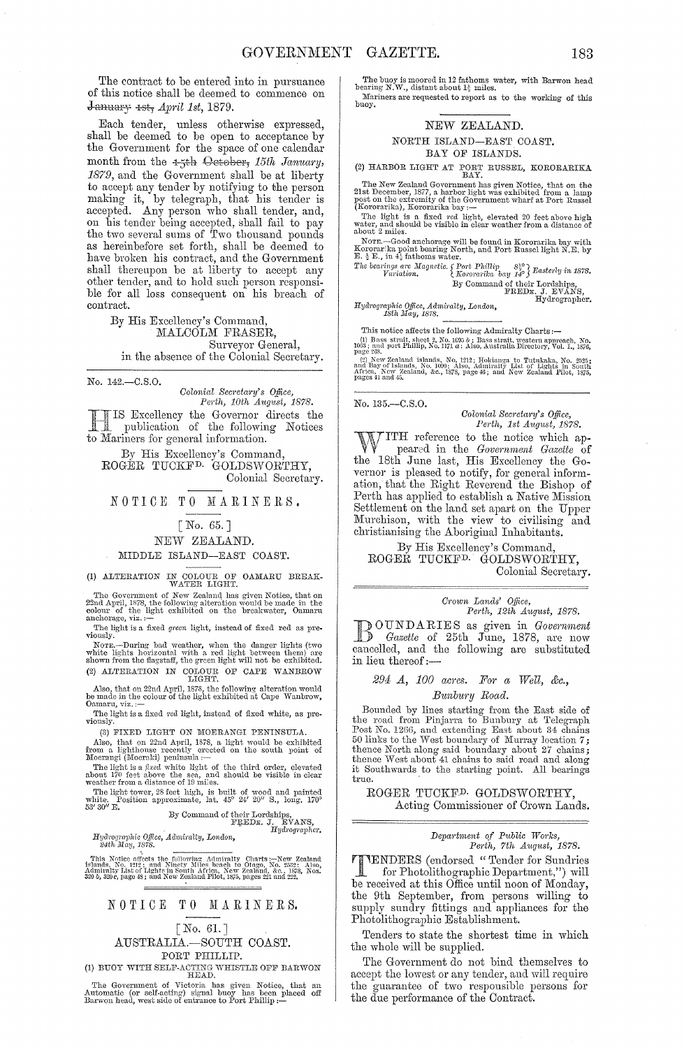The contract to be entered into in pursuance of this notice shall be deemed to commence on ~~January 1st,~~ *April 1st,* 1879.

Each tender, unless otherwise expressed, shall be deemed to be open to acceptance by the Government for the space of one calendar month from the ~~15th October,~~ *15th January, 1879,* and the Government shall be at liberty to accept any tender by notifying to the person making it, by telegraph, that his tender is accepted. Any person who shall tender, and, on his tender being accepted, shall fail to pay the two several sums of Two thousand pounds as hereinbefore set forth, shall be deemed to have broken his contract, and the Government shall thereupon be at liberty to accept any other tender, and to hold such person responsible for all loss consequent on his breach of contract.

By His Excellency's Command,
MALCOLM FRASER,
Surveyor General,
in the absence of the Colonial Secretary.

---

No. 142.—C.S.O.

*Colonial Secretary's Office,*
*Perth, 10th August, 1878.*

HIS Excellency the Governor directs the publication of the following Notices to Mariners for general information.

By His Excellency's Command,
ROGER TUCKFD. GOLDSWORTHY,
Colonial Secretary.

## NOTICE TO MARINERS.

[No. 65.]

### NEW ZEALAND.

MIDDLE ISLAND—EAST COAST.

(1) ALTERATION IN COLOUR OF OAMARU BREAKWATER LIGHT.

The Government of New Zealand has given Notice, that on 22nd April, 1878, the following alteration would be made in the colour of the light exhibited on the breakwater, Oamaru anchorage, viz.:—

The light is a fixed *green* light, instead of fixed red as previously.

NOTE.—During bad weather, when the danger lights (two white lights horizontal with a red light between them) are shown from the flagstaff, the green light will not be exhibited.

(2) ALTERATION IN COLOUR OF CAPE WANBROW LIGHT.

Also, that on 22nd April, 1878, the following alteration would be made in the colour of the light exhibited at Cape Wanbrow, Oamaru, viz.:—

The light is a fixed *red* light, instead of fixed white, as previously.

(3) FIXED LIGHT ON MOERANGI PENINSULA.

Also, that on 22nd April, 1878, a light would be exhibited from a lighthouse recently erected on the south point of Moerangi (Moeraki) peninsula:—

The light is a *fixed* white light of the third order, elevated about 170 feet above the sea, and should be visible in clear weather from a distance of 19 miles.

The light tower, 28 feet high, is built of wood and painted white. Position approximate, lat. 45° 24′ 20″ S., long. 170° 53′ 30″ E.

By Command of their Lordships,
FREDK. J. EVANS,
Hydrographer.

*Hydrographic Office, Admiralty, London,*
*24th May, 1878.*

This Notice affects the following Admiralty Charts:—New Zealand islands, No. 1212; and Ninety Miles beach to Otago, No. 2532: Also, Admiralty List of Lights in South Africa, New Zealand, &c., 1878, Nos. 330 b, 330 c, page 48; and New Zealand Pilot, 1875, pages 221 and 222.

## NOTICE TO MARINERS.

[No. 61.]

### AUSTRALIA.—SOUTH COAST.

PORT PHILLIP.

(1) BUOY WITH SELF-ACTING WHISTLE OFF BARWON HEAD.

The Government of Victoria has given Notice, that an Automatic (or self-acting) signal buoy has been placed off Barwon head, west side of entrance to Port Phillip:—

The buoy is moored in 12 fathoms water, with Barwon head bearing N.W., distant about 1½ miles.

Mariners are requested to report as to the working of this buoy.

### NEW ZEALAND.

NORTH ISLAND—EAST COAST.

BAY OF ISLANDS.

(2) HARBOR LIGHT AT PORT RUSSEL, KORORARIKA BAY.

The New Zealand Government has given Notice, that on the 21st December, 1877, a harbor light was exhibited from a lamp post on the extremity of the Government wharf at Port Russel (Kororarika), Kororarika bay:—

The light is a fixed *red* light, elevated 20 feet above high water, and should be visible in clear weather from a distance of about 2 miles.

NOTE.—Good anchorage will be found in Kororarika bay with Kororarika point bearing North, and Port Russel light N.E. by E. ½ E., in 4½ fathoms water.

*The bearings are Magnetic. Variation.* { Port Phillip 8½° / Kororarika bay 14° } *Easterly in 1878.*

By Command of their Lordships,
FREDK. J. EVANS,
Hydrographer.

*Hydrographic Office, Admiralty, London,*
*18th May, 1878.*

This notice affects the following Admiralty Charts:—

(1) Bass strait, sheet 2, No. 1695 b; Bass strait, western approach, No. 1063; and port Phillip, No. 1171 a: Also, Australia Directory, Vol. I., 1876, page 298.

(2) New Zealand islands, No. 1212; Hokianga to Tutukaka, No. 2525; and Bay of Islands, No. 1090; Also, Admiralty List of Lights in South Africa, New Zealand, &c., 1878, page 46; and New Zealand Pilot, 1875, pages 41 and 45.

---

No. 135.—C.S.O.

*Colonial Secretary's Office,*
*Perth, 1st August, 1878.*

WITH reference to the notice which appeared in the *Government Gazette* of the 18th June last, His Excellency the Governor is pleased to notify, for general information, that the Right Reverend the Bishop of Perth has applied to establish a Native Mission Settlement on the land set apart on the Upper Murchison, with the view to civilising and christianising the Aboriginal Inhabitants.

By His Excellency's Command,
ROGER TUCKFD. GOLDSWORTHY,
Colonial Secretary.

---

*Crown Lands' Office,*
*Perth, 12th August, 1878.*

BOUNDARIES as given in *Government Gazette* of 25th June, 1878, are now cancelled, and the following are substituted in lieu thereof:—

*294 A, 100 acres. For a Well, &c., Bunbury Road.*

Bounded by lines starting from the East side of the road from Pinjarra to Bunbury at Telegraph Post No. 1266, and extending East about 34 chains 50 links to the West boundary of Murray location 7; thence North along said boundary about 27 chains; thence West about 41 chains to said road and along it Southwards to the starting point. All bearings true.

ROGER TUCKFD. GOLDSWORTHY,
Acting Commissioner of Crown Lands.

---

*Department of Public Works,*
*Perth, 7th August, 1878.*

TENDERS (endorsed "Tender for Sundries for Photolithographic Department,") will be received at this Office until noon of Monday, the 9th September, from persons willing to supply sundry fittings and appliances for the Photolithographic Establishment.

Tenders to state the shortest time in which the whole will be supplied.

The Government do not bind themselves to accept the lowest or any tender, and will require the guarantee of two responsible persons for the due performance of the Contract.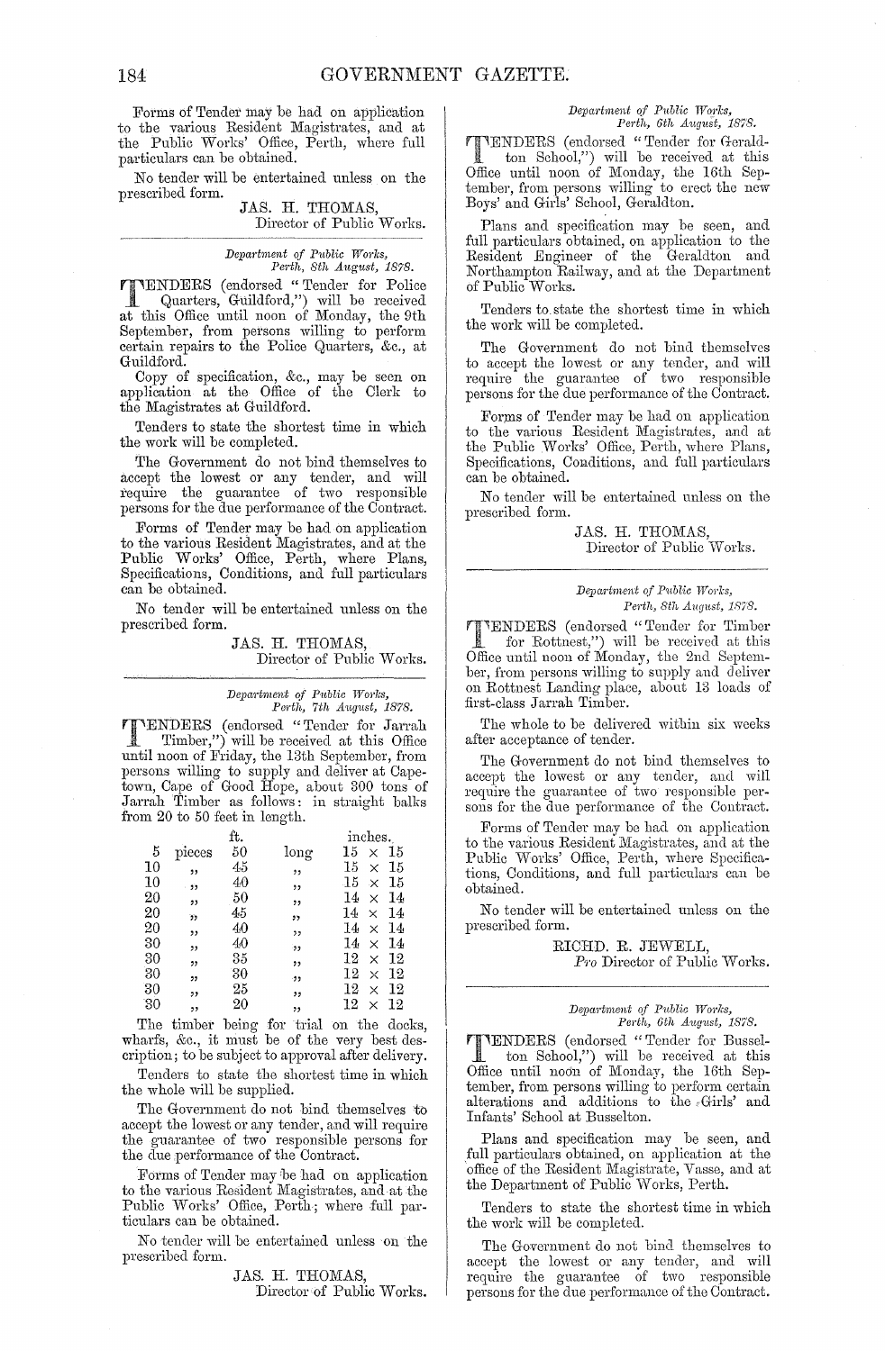Forms of Tender may be had on application to the various Resident Magistrates, and at the Public Works' Office, Perth, where full particulars can be obtained.

No tender will be entertained unless on the prescribed form.

JAS. H. THOMAS,
Director of Public Works.

---

*Department of Public Works,*
*Perth, 8th August, 1878.*

TENDERS (endorsed "Tender for Police Quarters, Guildford,") will be received at this Office until noon of Monday, the 9th September, from persons willing to perform certain repairs to the Police Quarters, &c., at Guildford.

Copy of specification, &c., may be seen on application at the Office of the Clerk to the Magistrates at Guildford.

Tenders to state the shortest time in which the work will be completed.

The Government do not bind themselves to accept the lowest or any tender, and will require the guarantee of two responsible persons for the due performance of the Contract.

Forms of Tender may be had on application to the various Resident Magistrates, and at the Public Works' Office, Perth, where Plans, Specifications, Conditions, and full particulars can be obtained.

No tender will be entertained unless on the prescribed form.

JAS. H. THOMAS,
Director of Public Works.

---

*Department of Public Works,*
*Perth, 7th August, 1878.*

TENDERS (endorsed "Tender for Jarrah Timber,") will be received at this Office until noon of Friday, the 13th September, from persons willing to supply and deliver at Capetown, Cape of Good Hope, about 300 tons of Jarrah Timber as follows: in straight balks from 20 to 50 feet in length.

| | | ft. | | inches. |
|---|---|---|---|---|
| 5 | pieces | 50 | long | 15 × 15 |
| 10 | ,, | 45 | ,, | 15 × 15 |
| 10 | ,, | 40 | ,, | 15 × 15 |
| 20 | ,, | 50 | ,, | 14 × 14 |
| 20 | ,, | 45 | ,, | 14 × 14 |
| 20 | ,, | 40 | ,, | 14 × 14 |
| 30 | ,, | 40 | ,, | 14 × 14 |
| 30 | ,, | 35 | ,, | 12 × 12 |
| 30 | ,, | 30 | ,, | 12 × 12 |
| 30 | ,, | 25 | ,, | 12 × 12 |
| 30 | ,, | 20 | ,, | 12 × 12 |

The timber being for trial on the docks, wharfs, &c., it must be of the very best description; to be subject to approval after delivery.

Tenders to state the shortest time in which the whole will be supplied.

The Government do not bind themselves to accept the lowest or any tender, and will require the guarantee of two responsible persons for the due performance of the Contract.

Forms of Tender may be had on application to the various Resident Magistrates, and at the Public Works' Office, Perth; where full particulars can be obtained.

No tender will be entertained unless on the prescribed form.

JAS. H. THOMAS,
Director of Public Works.

---

*Department of Public Works,*
*Perth, 6th August, 1878.*

TENDERS (endorsed "Tender for Geraldton School,") will be received at this Office until noon of Monday, the 16th September, from persons willing to erect the new Boys' and Girls' School, Geraldton.

Plans and specification may be seen, and full particulars obtained, on application to the Resident Engineer of the Geraldton and Northampton Railway, and at the Department of Public Works.

Tenders to state the shortest time in which the work will be completed.

The Government do not bind themselves to accept the lowest or any tender, and will require the guarantee of two responsible persons for the due performance of the Contract.

Forms of Tender may be had on application to the various Resident Magistrates, and at the Public Works' Office, Perth, where Plans, Specifications, Conditions, and full particulars can be obtained.

No tender will be entertained unless on the prescribed form.

JAS. H. THOMAS,
Director of Public Works.

---

*Department of Public Works,*
*Perth, 8th August, 1878.*

TENDERS (endorsed "Tender for Timber for Rottnest,") will be received at this Office until noon of Monday, the 2nd September, from persons willing to supply and deliver on Rottnest Landing place, about 13 loads of first-class Jarrah Timber.

The whole to be delivered within six weeks after acceptance of tender.

The Government do not bind themselves to accept the lowest or any tender, and will require the guarantee of two responsible persons for the due performance of the Contract.

Forms of Tender may be had on application to the various Resident Magistrates, and at the Public Works' Office, Perth, where Specifications, Conditions, and full particulars can be obtained.

No tender will be entertained unless on the prescribed form.

RICHD. R. JEWELL,
*Pro* Director of Public Works.

---

*Department of Public Works,*
*Perth, 6th August, 1878.*

TENDERS (endorsed "Tender for Busselton School,") will be received at this Office until noon of Monday, the 16th September, from persons willing to perform certain alterations and additions to the Girls' and Infants' School at Busselton.

Plans and specification may be seen, and full particulars obtained, on application at the office of the Resident Magistrate, Vasse, and at the Department of Public Works, Perth.

Tenders to state the shortest time in which the work will be completed.

The Government do not bind themselves to accept the lowest or any tender, and will require the guarantee of two responsible persons for the due performance of the Contract.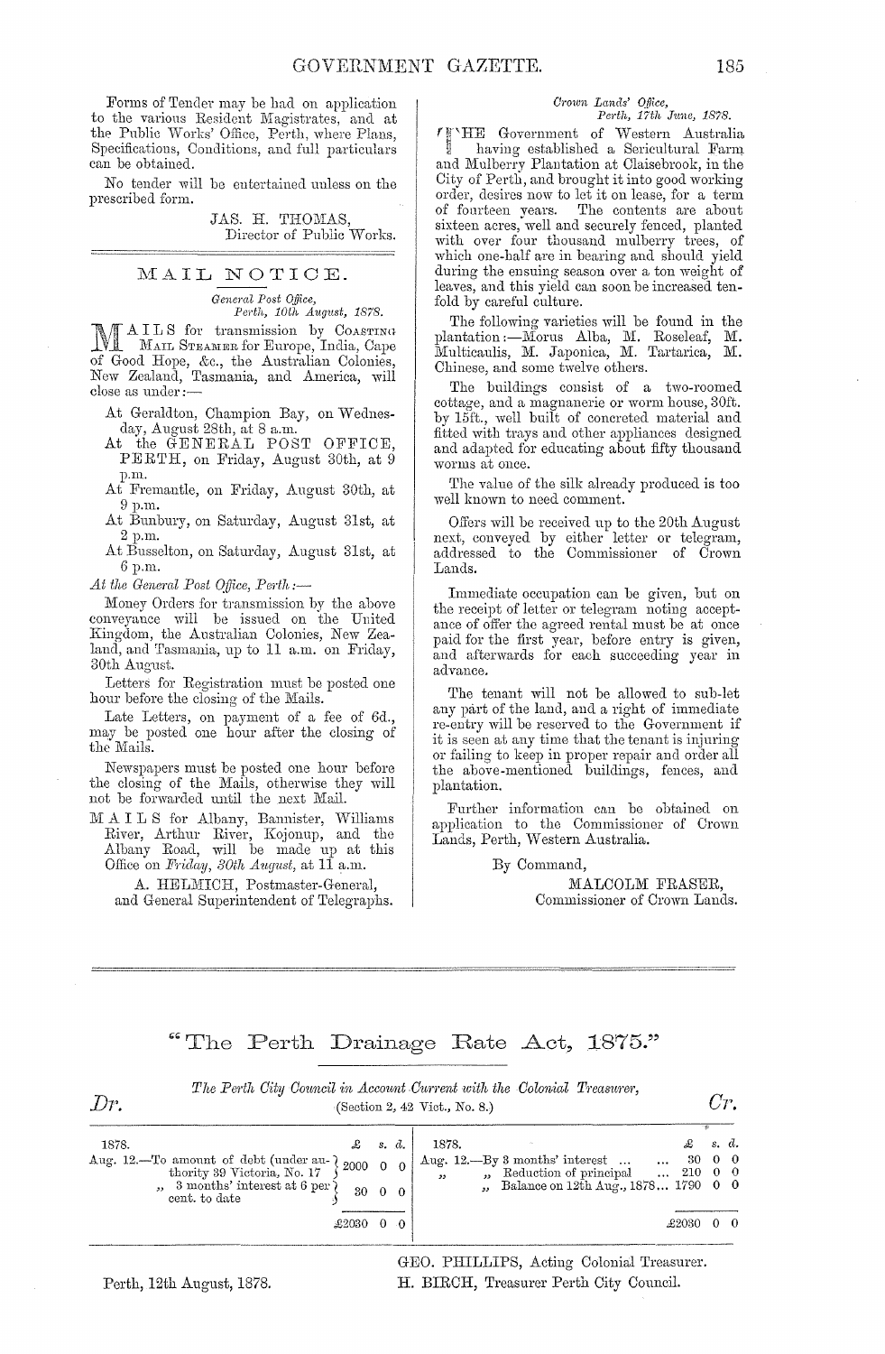Forms of Tender may be had on application to the various Resident Magistrates, and at the Public Works' Office, Perth, where Plans, Specifications, Conditions, and full particulars can be obtained.

No tender will be entertained unless on the prescribed form.

JAS. H. THOMAS,
Director of Public Works.

## MAIL NOTICE.

*General Post Office,*
*Perth, 10th August, 1878.*

MAILS for transmission by COASTING MAIL STEAMER for Europe, India, Cape of Good Hope, &c., the Australian Colonies, New Zealand, Tasmania, and America, will close as under:—

At Geraldton, Champion Bay, on Wednesday, August 28th, at 8 a.m.

At the GENERAL POST OFFICE, PERTH, on Friday, August 30th, at 9 p.m.

At Fremantle, on Friday, August 30th, at 9 p.m.

At Bunbury, on Saturday, August 31st, at 2 p.m.

At Busselton, on Saturday, August 31st, at 6 p.m.

*At the General Post Office, Perth:—*

Money Orders for transmission by the above conveyance will be issued on the United Kingdom, the Australian Colonies, New Zealand, and Tasmania, up to 11 a.m. on Friday, 30th August.

Letters for Registration must be posted one hour before the closing of the Mails.

Late Letters, on payment of a fee of 6d., may be posted one hour after the closing of the Mails.

Newspapers must be posted one hour before the closing of the Mails, otherwise they will not be forwarded until the next Mail.

MAILS for Albany, Bannister, Williams River, Arthur River, Kojonup, and the Albany Road, will be made up at this Office on *Friday, 30th August*, at 11 a.m.

A. HELMICH, Postmaster-General,
and General Superintendent of Telegraphs.

*Crown Lands' Office,*
*Perth, 17th June, 1878.*

THE Government of Western Australia having established a Sericultural Farm and Mulberry Plantation at Claisebrook, in the City of Perth, and brought it into good working order, desires now to let it on lease, for a term of fourteen years. The contents are about sixteen acres, well and securely fenced, planted with over four thousand mulberry trees, of which one-half are in bearing and should yield during the ensuing season over a ton weight of leaves, and this yield can soon be increased tenfold by careful culture.

The following varieties will be found in the plantation:—Morus Alba, M. Roseleaf, M. Multicaulis, M. Japonica, M. Tartarica, M. Chinese, and some twelve others.

The buildings consist of a two-roomed cottage, and a magnanerie or worm house, 30ft. by 15ft., well built of concreted material and fitted with trays and other appliances designed and adapted for educating about fifty thousand worms at once.

The value of the silk already produced is too well known to need comment.

Offers will be received up to the 20th August next, conveyed by either letter or telegram, addressed to the Commissioner of Crown Lands.

Immediate occupation can be given, but on the receipt of letter or telegram noting acceptance of offer the agreed rental must be at once paid for the first year, before entry is given, and afterwards for each succeeding year in advance.

The tenant will not be allowed to sub-let any part of the land, and a right of immediate re-entry will be reserved to the Government if it is seen at any time that the tenant is injuring or failing to keep in proper repair and order all the above-mentioned buildings, fences, and plantation.

Further information can be obtained on application to the Commissioner of Crown Lands, Perth, Western Australia.

By Command,

MALCOLM FRASER,
Commissioner of Crown Lands.

## "The Perth Drainage Rate Act, 1875."

*The Perth City Council in Account Current with the Colonial Treasurer,*
(Section 2, 42 Vict., No. 8.)

| *Dr.* | £ | s. | d. | *Cr.* | £ | s. | d. |
|---|---|---|---|---|---|---|---|
| 1878. | | | | 1878. | | | |
| Aug. 12.—To amount of debt (under authority 39 Victoria, No. 17 | 2000 | 0 | 0 | Aug. 12.—By 3 months' interest ... ... | 30 | 0 | 0 |
| „ 3 months' interest at 6 per cent. to date | 30 | 0 | 0 | „ „ Reduction of principal ... | 210 | 0 | 0 |
| | | | | „ Balance on 12th Aug., 1878... | 1790 | 0 | 0 |
| | £2030 | 0 | 0 | | £2030 | 0 | 0 |

Perth, 12th August, 1878.

GEO. PHILLIPS, Acting Colonial Treasurer.
H. BIRCH, Treasurer Perth City Council.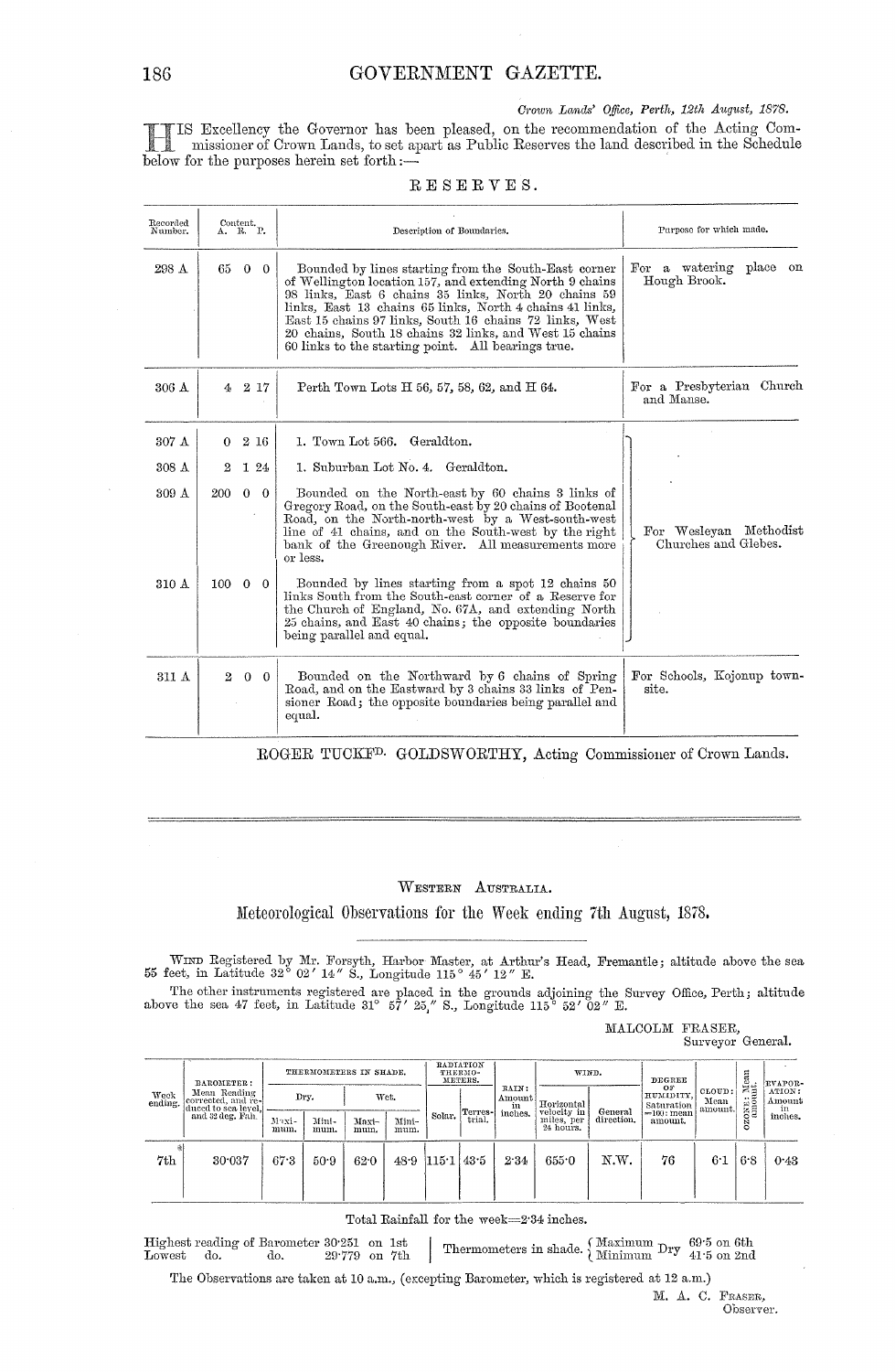*Crown Lands' Office, Perth, 12th August, 1878.*

HIS Excellency the Governor has been pleased, on the recommendation of the Acting Commissioner of Crown Lands, to set apart as Public Reserves the land described in the Schedule below for the purposes herein set forth:—

## RESERVES.

| Recorded Number. | Content. A. R. P. | Description of Boundaries. | Purpose for which made. |
|---|---|---|---|
| 298 A | 65 0 0 | Bounded by lines starting from the South-East corner of Wellington location 157, and extending North 9 chains 98 links, East 6 chains 35 links, North 20 chains 59 links, East 13 chains 65 links, North 4 chains 41 links, East 15 chains 97 links, South 16 chains 72 links, West 20 chains, South 18 chains 32 links, and West 15 chains 60 links to the starting point. All bearings true. | For a watering place on Hough Brook. |
| 306 A | 4 2 17 | Perth Town Lots H 56, 57, 58, 62, and H 64. | For a Presbyterian Church and Manse. |
| 307 A | 0 2 16 | 1. Town Lot 566. Geraldton. | For Wesleyan Methodist Churches and Glebes. |
| 308 A | 2 1 24 | 1. Suburban Lot No. 4. Geraldton. | |
| 309 A | 200 0 0 | Bounded on the North-east by 60 chains 3 links of Gregory Road, on the South-east by 20 chains of Bootenal Road, on the North-north-west by a West-south-west line of 41 chains, and on the South-west by the right bank of the Greenough River. All measurements more or less. | |
| 310 A | 100 0 0 | Bounded by lines starting from a spot 12 chains 50 links South from the South-east corner of a Reserve for the Church of England, No. 67A, and extending North 25 chains, and East 40 chains; the opposite boundaries being parallel and equal. | |
| 311 A | 2 0 0 | Bounded on the Northward by 6 chains of Spring Road, and on the Eastward by 3 chains 33 links of Pensioner Road; the opposite boundaries being parallel and equal. | For Schools, Kojonup townsite. |

ROGER TUCKF[D]. GOLDSWORTHY, Acting Commissioner of Crown Lands.

---

WESTERN AUSTRALIA.

## Meteorological Observations for the Week ending 7th August, 1878.

WIND Registered by Mr. Forsyth, Harbor Master, at Arthur's Head, Fremantle; altitude above the sea 55 feet, in Latitude 32° 02′ 14″ S., Longitude 115° 45′ 12″ E.

The other instruments registered are placed in the grounds adjoining the Survey Office, Perth; altitude above the sea 47 feet, in Latitude 31° 57′ 25″ S., Longitude 115° 52′ 02″ E.

MALCOLM FRASER,
Surveyor General.

| Week ending. | BAROMETER: Mean Reading corrected, and reduced to sea level, and 32 deg. Fah. | THERMOMETERS IN SHADE. | | | | RADIATION THERMOMETERS. | | RAIN: Amount in inches. | WIND. | | DEGREE OF HUMIDITY, Saturation =100: mean amount. | CLOUD: Mean amount. | OZONE: Mean amount. | EVAPORATION: Amount in inches. |
|---|---|---|---|---|---|---|---|---|---|---|---|---|---|---|
| | | Dry. | | Wet. | | | | | | | | | | |
| | | Maximum. | Minimum. | Maximum. | Minimum. | Solar. | Terrestrial. | | Horizontal velocity in miles, per 24 hours. | General direction. | | | | |
| 7th | 30·037 | 67·3 | 50·9 | 62·0 | 48·9 | 115·1 | 43·5 | 2·34 | 655·0 | N.W. | 76 | 6·1 | 6·8 | 0·43 |

Total Rainfall for the week=2·34 inches.

Highest reading of Barometer 30·251 on 1st
Lowest do. do. 29·779 on 7th

Thermometers in shade. Maximum Dry 69·5 on 6th; Minimum Dry 41·5 on 2nd

The Observations are taken at 10 a.m., (excepting Barometer, which is registered at 12 a.m.)

M. A. C. FRASER,
Observer.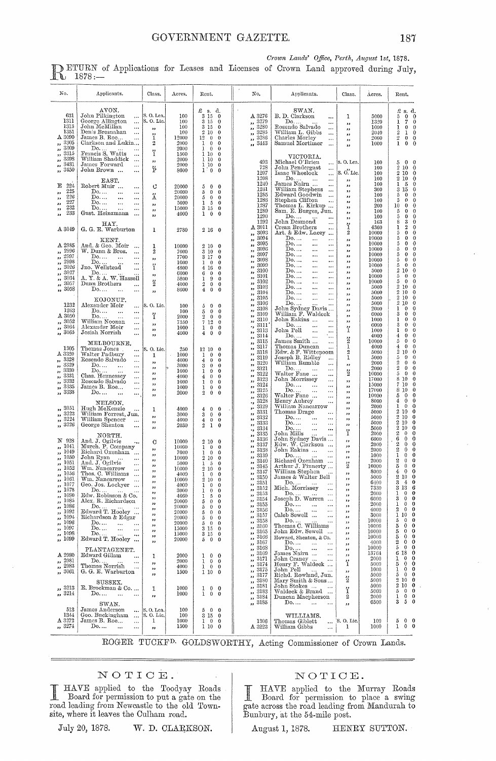*Crown Lands' Office, Perth, August 1st, 1878.*

RETURN of Applications for Leases and Licenses of Crown Land approved during July, 1878:—

| No. | Applicants. | Class. | Acres. | Rent. |
|---|---|---|---|---|
| | AVON. | | | £ s. d. |
| 631 | John Pilkington ... | S. O. Lea. | 100 | 3 15 0 |
| 1311 | George Allington ... | S. O. Lic. | 100 | 3 15 0 |
| 1313 | John McMillan ... | ,, | 100 | 3 15 0 |
| 1351 | Denis Bresnahan ... | ,, | 100 | 2 10 0 |
| A 3090 | James B. Roe... ... | 1 | 12000 | 12 0 0 |
| ,, 3305 | Clarkson and Lukin... | 2 | 2000 | 1 0 0 |
| ,, 3309 | Do.... ... ... | ,, | 2000 | 1 0 0 |
| ,, 3315 | Francis S. Watts ... | 1 | 1500 | 1 10 0 |
| ,, 3398 | William Shaddick ... | ,, | 2000 | 1 10 0 |
| ,, 3431 | James Forward ... | ,, | 2000 | 1 10 0 |
| ,, 3450 | John Brown ... ... | P | 8000 | 1 0 0 |
| | EAST. | | | |
| E 224 | Robert Muir ... ... | C | 20000 | 5 0 0 |
| ,, 225 | Do.... ... ... | ,, | 20000 | 5 0 0 |
| ,, 226 | Do.... ... ... | A | 20000 | 5 0 0 |
| ,, 227 | Do.... ... ... | ,, | 5000 | 1 5 0 |
| ,, 232 | Do.... ... ... | ,, | 15000 | 3 15 0 |
| ,, 233 | Gust. Heinzmann ... | ,, | 4000 | 1 0 0 |
| | HAY. | | | |
| A 3049 | G. G. E. Warburton | 1 | 2780 | 2 16 0 |
| | KENT. | | | |
| A 2985 | And. & Geo. Moir ... | 1 | 10000 | 2 10 0 |
| ,, 2996 | W. Dunn & Bros. ... | 2 | 7000 | 3 10 0 |
| ,, 2997 | Do.... ... ... | ,, | 7700 | 3 17 0 |
| ,, 2998 | Do.... ... ... | ,, | 1000 | 1 0 0 |
| ,, 3026 | Jno. Wellstead ... | 1 | 4800 | 4 16 0 |
| ,, 3027 | Do.... ... ... | ,, | 6000 | 6 0 0 |
| ,, 3034 | A. Y. & A. W. Hassell | ,, | 5800 | 1 9 0 |
| ,, 3057 | Dunn Brothers ... | 2 | 4000 | 2 0 0 |
| ,, 3058 | Do.... ... ... | ,, | 8000 | 4 0 0 |
| | KOJONUP. | | | |
| 1232 | Alexander Moir ... | S. O. Lic. | 100 | 5 0 0 |
| 1263 | Do.... ... ... | ,, | 100 | 5 0 0 |
| A 3050 | Do.... ... ... | 1 | 2000 | 2 0 0 |
| ,, 3052 | William Noonan ... | ,, | 7550 | 7 12 0 |
| ,, 3064 | Alexander Moir ... | ,, | 1000 | 1 0 0 |
| ,, 3065 | Josiah Norrish ... | ,, | 4000 | 4 0 0 |
| | MELBOURNE. | | | |
| 1305 | Thomas Jones ... | S. O. Lic. | 250 | 12 10 0 |
| A 3320 | Walter Padbury ... | 1 | 1000 | 1 0 0 |
| ,, 3328 | Rosendo Salvado ... | ,, | 4000 | 4 0 0 |
| ,, 3329 | Do.... ... ... | ,, | 3000 | 3 0 0 |
| ,, 3330 | Do.... ... ... | ,, | 1000 | 1 0 0 |
| ,, 3331 | Chas. Hennessey ... | ,, | 4000 | 4 0 0 |
| ,, 3332 | Rosendo Salvado ... | ,, | 1000 | 1 0 0 |
| ,, 3335 | James B. Roe... ... | ,, | 1000 | 1 0 0 |
| ,, 3338 | Do.... ... ... | ,, | 2000 | 2 0 0 |
| | NELSON. | | | |
| ,, 3051 | Hugh McKenzie ... | 1 | 4000 | 4 0 0 |
| ,, 3223 | William Forrest, Jun. | ,, | 3000 | 3 0 0 |
| ,, 3224 | William Spencer ... | ,, | 4000 | 4 0 0 |
| ,, 3226 | George Shenton ... | ,, | 2030 | 2 1 0 |
| | NORTH. | | | |
| N 928 | And. J. Ogilvie ... | C | 10000 | 2 10 0 |
| ,, 1041 | Murch. P. Company | ,, | 10000 | 1 0 0 |
| ,, 1049 | Richard Oxenham ... | ,, | 7000 | 1 0 0 |
| ,, 1050 | John Ryan ... ... | ,, | 10000 | 2 10 0 |
| ,, 1051 | And. J. Ogilvie ... | ,, | 5000 | 1 5 0 |
| ,, 1052 | Wm. Nancarrow ... | ,, | 10000 | 2 10 0 |
| ,, 1056 | Thos. C. Williams ... | ,, | 4000 | 1 0 0 |
| ,, 1061 | Wm. Nancarrow ... | ,, | 10000 | 2 10 0 |
| ,, 1077 | Geo. Jos. Lockyer ... | ,, | 4000 | 1 0 0 |
| ,, 1078 | Do.... ... ... | ,, | 3000 | 1 0 0 |
| ,, 1080 | Edw. Robinson & Co. | ,, | 4000 | 1 5 0 |
| ,, 1085 | Alex. R. Richardson | ,, | 20000 | 5 0 0 |
| ,, 1086 | Do.... ... ... | ,, | 20000 | 5 0 0 |
| ,, 1092 | Edward T. Hooley ... | ,, | 20000 | 5 0 0 |
| ,, 1094 | Richardson & Edgar | ,, | 20000 | 5 0 0 |
| ,, 1096 | Do.... ... ... | ,, | 20000 | 5 0 0 |
| ,, 1097 | Do.... ... ... | ,, | 15000 | 3 15 0 |
| ,, 1098 | Do.... ... ... | ,, | 15000 | 3 15 0 |
| ,, 1099 | Edward T. Hooley ... | ,, | 20000 | 5 0 0 |
| | PLANTAGENET. | | | |
| A 2980 | Edward Gillam ... | 1 | 2000 | 1 0 0 |
| ,, 2981 | Do.... ... ... | ,, | 2000 | 1 0 0 |
| ,, 2983 | Thomas Norrish ... | ,, | 4000 | 1 0 0 |
| ,, 3061 | G. G. E. Warburton | ,, | 1500 | 1 10 0 |
| | SUSSEX. | | | |
| ,, 3213 | E. Brockman & Co. ... | 1 | 1000 | 1 0 0 |
| ,, 3214 | Do.... ... ... | ,, | 1000 | 1 0 0 |
| | SWAN. | | | |
| 513 | James Anderson ... | S. O. Lea. | 100 | 5 0 0 |
| 1344 | Geo. Buckingham ... | S. O. Lic. | 100 | 3 15 0 |
| A 3272 | James B. Roe... ... | 1 | 1000 | 1 0 0 |
| ,, 3274 | Do.... ... ... | ,, | 1500 | 1 10 0 |
| A 3276 | B. D. Clarkson ... | 1 | 5000 | 5 0 0 |
| ,, 3279 | Do.... ... ... | ,, | 1320 | 1 7 0 |
| ,, 3280 | Rosendo Salvado ... | ,, | 1000 | 1 0 0 |
| ,, 3285 | William L. Gibbs ... | ,, | 2040 | 2 1 0 |
| ,, 3286 | Charles Morley ... | ,, | 2000 | 2 0 0 |
| ,, 3443 | Samuel Mortimer ... | ,, | 1000 | 1 0 0 |
| | VICTORIA. | | | |
| 493 | Michael O'Brien ... | S. O. Lea. | 100 | 5 0 0 |
| 738 | John Pendergast ... | ,, | 100 | 2 10 0 |
| 1207 | Isaac Wheelock ... | S. O. Lic. | 100 | 2 10 0 |
| 1208 | Do.... ... ... | ,, | 100 | 2 10 0 |
| 1240 | James Nairn ... ... | ,, | 100 | 1 5 0 |
| 1241 | William Stephens ... | ,, | 300 | 3 15 0 |
| 1285 | Edward Goodwin ... | ,, | 100 | 5 0 0 |
| 1286 | Stephen Clifton ... | ,, | 100 | 5 0 0 |
| 1287 | Thomas L. Kirkup ... | ,, | 200 | 10 0 0 |
| 1289 | Sam. E. Burges, Jun. | ,, | 100 | 5 0 0 |
| 1290 | Do.... ... ... | ,, | 100 | 5 0 0 |
| 1292 | John Desmond ... | ,, | 163 | 8 3 0 |
| A 3011 | Crean Brothers ... | 1 | 4360 | 1 2 0 |
| ,, 3093 | Art. & Edw. Lacey ... | 2 | 10000 | 5 0 0 |
| ,, 3094 | Do.... ... ... | ,, | 10000 | 5 0 0 |
| ,, 3095 | Do.... ... ... | ,, | 10000 | 5 0 0 |
| ,, 3096 | Do.... ... ... | ,, | 10000 | 5 0 0 |
| ,, 3097 | Do.... ... ... | ,, | 10000 | 5 0 0 |
| ,, 3098 | Do.... ... ... | ,, | 10000 | 5 0 0 |
| ,, 3099 | Do.... ... ... | ,, | 10000 | 5 0 0 |
| ,, 3100 | Do.... ... ... | ,, | 5000 | 2 10 0 |
| ,, 3101 | Do.... ... ... | ,, | 10000 | 5 0 0 |
| ,, 3102 | Do.... ... ... | ,, | 10000 | 5 0 0 |
| ,, 3103 | Do.... ... ... | ,, | 5000 | 2 10 0 |
| ,, 3104 | Do.... ... ... | ,, | 5000 | 2 10 0 |
| ,, 3105 | Do.... ... ... | ,, | 5000 | 2 10 0 |
| ,, 3106 | Do.... ... ... | ,, | 5000 | 2 10 0 |
| ,, 3108 | John Sydney Davis ... | ,, | 2000 | 1 0 0 |
| ,, 3109 | William F. Waldeck | ,, | 6000 | 3 0 0 |
| ,, 3110 | John Eakins ... ... | ,, | 1000 | 1 0 0 |
| ,, 3111 | Do.... ... ... | ,, | 6000 | 3 0 0 |
| ,, 3113 | John Pell ... ... | 1 | 1000 | 1 0 0 |
| ,, 3114 | Do.... ... ... | ,, | 4000 | 4 0 0 |
| ,, 3115 | James Smith ... ... | 2 | 10000 | 5 0 0 |
| ,, 3117 | Thomas Duncan ... | 1 | 4000 | 4 0 0 |
| ,, 3118 | Edw. & F. Wittenoom | 2 | 5000 | 2 10 0 |
| ,, 3119 | Joseph B. Ridley ... | 1 | 5000 | 5 0 0 |
| ,, 3120 | William Rumble ... | ,, | 2000 | 2 0 0 |
| ,, 3121 | Do.... ... ... | ,, | 2000 | 2 0 0 |
| ,, 3122 | Walter Fane ... ... | 2 | 10000 | 5 0 0 |
| ,, 3123 | John Morrissey ... | ,, | 17000 | 8 10 0 |
| ,, 3124 | Do.... ... ... | ,, | 15000 | 7 10 0 |
| ,, 3125 | Do.... ... ... | ,, | 17000 | 8 10 0 |
| ,, 3126 | Walter Fane ... ... | ,, | 10000 | 5 0 0 |
| ,, 3128 | Henry Aubrey ... | ,, | 8000 | 4 0 0 |
| ,, 3129 | William Nancarrow | ,, | 2000 | 1 0 0 |
| ,, 3131 | Thomas Drage ... | ,, | 5000 | 2 10 0 |
| ,, 3132 | Do.... ... ... | ,, | 5000 | 2 10 0 |
| ,, 3133 | Do.... ... ... | ,, | 5000 | 2 10 0 |
| ,, 3134 | Do.... ... ... | ,, | 5000 | 2 10 0 |
| ,, 3135 | John Mills ... ... | 1 | 2000 | 2 0 0 |
| ,, 3136 | John Sydney Davis ... | ,, | 6000 | 6 0 0 |
| ,, 3137 | Edw. W. Clarkson ... | ,, | 2000 | 2 0 0 |
| ,, 3138 | John Eakins ... ... | ,, | 2000 | 2 0 0 |
| ,, 3139 | Do.... ... ... | ,, | 1000 | 1 0 0 |
| ,, 3140 | Richard Oxenham ... | ,, | 2000 | 2 0 0 |
| ,, 3145 | Arthur J. Finnerty ... | 2 | 10000 | 5 0 0 |
| ,, 3147 | William Stephen ... | ,, | 8000 | 4 0 0 |
| ,, 3150 | James & Walter Bell | ,, | 5000 | 2 10 0 |
| ,, 3151 | Do.... ... ... | ,, | 6400 | 3 4 0 |
| ,, 3152 | Mich. Morrissey ... | ,, | 7330 | 3 13 6 |
| ,, 3153 | Do.... ... ... | ,, | 2000 | 1 0 0 |
| ,, 3154 | Joseph D. Warren ... | ,, | 6000 | 3 0 0 |
| ,, 3155 | Do.... ... ... | ,, | 2000 | 1 0 0 |
| ,, 3156 | Do.... ... ... | ,, | 4000 | 2 0 0 |
| ,, 3157 | Caleb Sewell ... ... | ,, | 3000 | 1 10 0 |
| ,, 3158 | Do.... ... ... | ,, | 10000 | 5 0 0 |
| ,, 3160 | Thomas C. Williams | ,, | 10000 | 5 0 0 |
| ,, 3165 | John Edw. Sewell ... | ,, | 10000 | 5 0 0 |
| ,, 3166 | Howard, Shenton, & Co. | ,, | 10000 | 5 0 0 |
| ,, 3167 | Do.... ... ... | ,, | 4000 | 2 0 0 |
| ,, 3168 | Do.... ... ... | ,, | 10000 | 5 0 0 |
| ,, 3169 | James Nairn ... ... | ,, | 13764 | 6 18 0 |
| ,, 3171 | John Craney ... ... | ,, | 2000 | 1 0 0 |
| ,, 3174 | Henry F. Waldeck ... | 1 | 5000 | 5 0 0 |
| ,, 3175 | John Pell ... ... | ,, | 1000 | 1 0 0 |
| ,, 3177 | Richd. Rowland, Jun. | ,, | 5000 | 5 0 0 |
| ,, 3180 | Mary Smith & Sons... | 2 | 5000 | 2 10 0 |
| ,, 3181 | John Stokes ... ... | ,, | 5000 | 2 10 0 |
| ,, 3183 | Waldeck & Brand ... | 1 | 5000 | 5 0 0 |
| ,, 3184 | Duncan Macpherson | 2 | 2000 | 1 0 0 |
| ,, 3185 | Do.... ... ... | ,, | 6500 | 3 5 0 |
| | WILLIAMS. | | | |
| 1306 | Thomas Giblett ... | S. O. Lic. | 100 | 5 0 0 |
| A 3223 | William Gibbs ... | 1 | 1000 | 1 0 0 |

ROGER TUCKF[D]. GOLDSWORTHY, Acting Commissioner of Crown Lands.

---

## NOTICE.

I HAVE applied to the Toodyay Roads Board for permission to put a gate on the road leading from Newcastle to the old Townsite, where it leaves the Culham road.

July 20, 1878. W. D. CLARKSON.

## NOTICE.

I HAVE applied to the Murray Roads Board for permission to place a swing gate across the road leading from Mandurah to Bunbury, at the 54-mile post.

August 1, 1878. HENRY SUTTON.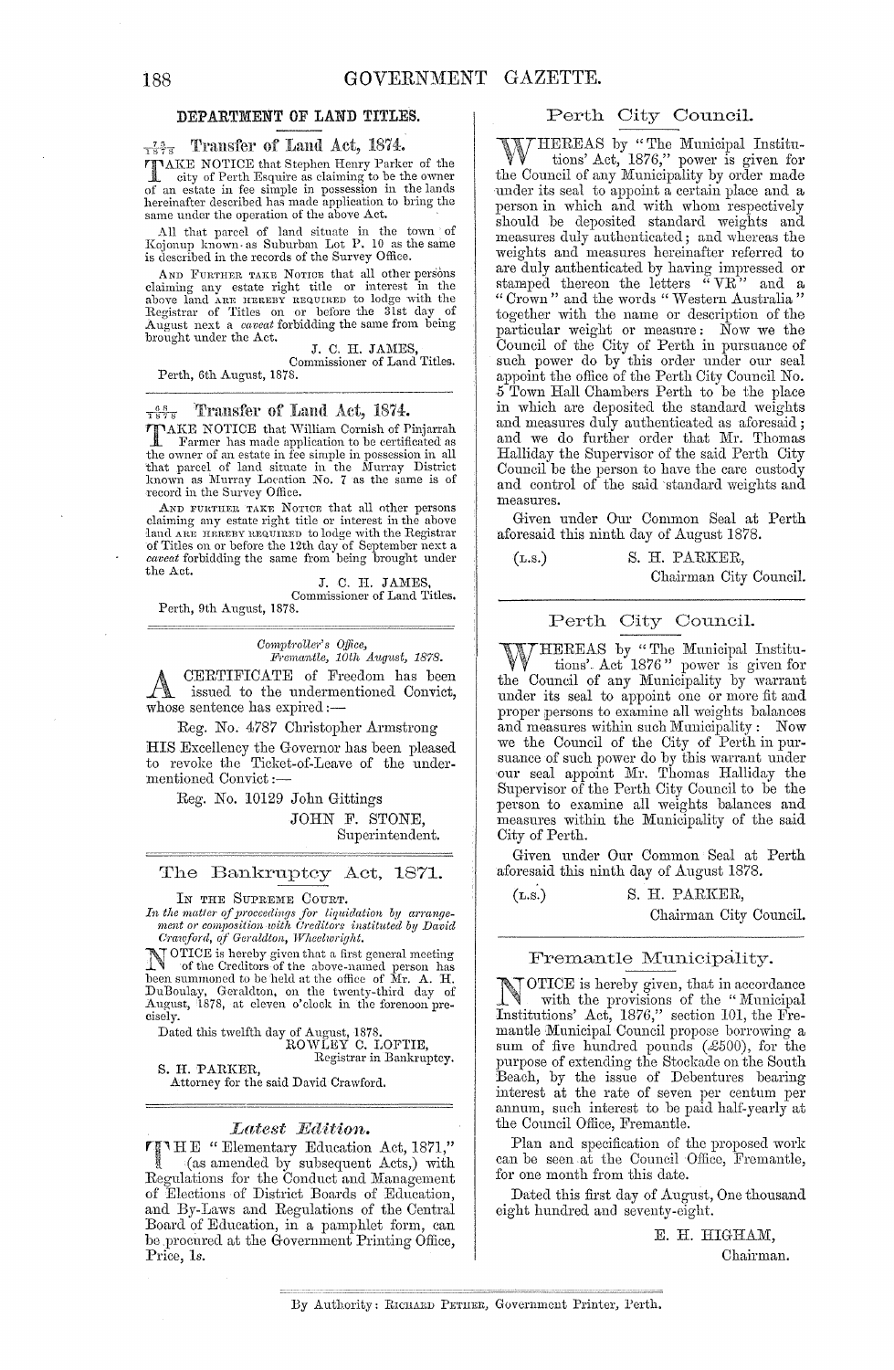## DEPARTMENT OF LAND TITLES.

$\frac{73}{1878}$ **Transfer of Land Act, 1874.**

TAKE NOTICE that Stephen Henry Parker of the city of Perth Esquire as claiming to be the owner of an estate in fee simple in possession in the lands hereinafter described has made application to bring the same under the operation of the above Act.

All that parcel of land situate in the town of Kojonup known as Suburban Lot P. 10 as the same is described in the records of the Survey Office.

AND FURTHER TAKE NOTICE that all other persons claiming any estate right title or interest in the above land ARE HEREBY REQUIRED to lodge with the Registrar of Titles on or before the 31st day of August next a *caveat* forbidding the same from being brought under the Act.

J. C. H. JAMES,
Commissioner of Land Titles.

Perth, 6th August, 1878.

---

$\frac{68}{1878}$ **Transfer of Land Act, 1874.**

TAKE NOTICE that William Cornish of Pinjarrah Farmer has made application to be certificated as the owner of an estate in fee simple in possession in all that parcel of land situate in the Murray District known as Murray Location No. 7 as the same is of record in the Survey Office.

AND FURTHER TAKE NOTICE that all other persons claiming any estate right title or interest in the above land ARE HEREBY REQUIRED to lodge with the Registrar of Titles on or before the 12th day of September next a *caveat* forbidding the same from being brought under the Act.

J. C. H. JAMES,
Commissioner of Land Titles.

Perth, 9th August, 1878.

---

*Comptroller's Office,*
*Fremantle, 10th August, 1878.*

A CERTIFICATE of Freedom has been issued to the undermentioned Convict, whose sentence has expired:—

Reg. No. 4787 Christopher Armstrong

HIS Excellency the Governor has been pleased to revoke the Ticket-of-Leave of the undermentioned Convict:—

Reg. No. 10129 John Gittings

JOHN F. STONE,
Superintendent.

---

## The Bankruptcy Act, 1871.

IN THE SUPREME COURT.

*In the matter of proceedings for liquidation by arrangement or composition with Creditors instituted by David Crawford, of Geraldton, Wheelwright.*

NOTICE is hereby given that a first general meeting of the Creditors of the above-named person has been summoned to be held at the office of Mr. A. H. DuBoulay, Geraldton, on the twenty-third day of August, 1878, at eleven o'clock in the forenoon precisely.

Dated this twelfth day of August, 1878.

ROWLEY C. LOFTIE,
Registrar in Bankruptcy.

S. H. PARKER,
Attorney for the said David Crawford.

---

## *Latest Edition.*

THE "Elementary Education Act, 1871," (as amended by subsequent Acts,) with Regulations for the Conduct and Management of Elections of District Boards of Education, and By-Laws and Regulations of the Central Board of Education, in a pamphlet form, can be procured at the Government Printing Office, Price, 1s.

---

## Perth City Council.

WHEREAS by "The Municipal Institutions' Act, 1876," power is given for the Council of any Municipality by order made under its seal to appoint a certain place and a person in which and with whom respectively should be deposited standard weights and measures duly authenticated; and whereas the weights and measures hereinafter referred to are duly authenticated by having impressed or stamped thereon the letters "VR" and a "Crown" and the words "Western Australia" together with the name or description of the particular weight or measure: Now we the Council of the City of Perth in pursuance of such power do by this order under our seal appoint the office of the Perth City Council No. 5 Town Hall Chambers Perth to be the place in which are deposited the standard weights and measures duly authenticated as aforesaid; and we do further order that Mr. Thomas Halliday the Supervisor of the said Perth City Council be the person to have the care custody and control of the said standard weights and measures.

Given under Our Common Seal at Perth aforesaid this ninth day of August 1878.

(L.S.) S. H. PARKER,
Chairman City Council.

---

## Perth City Council.

WHEREAS by "The Municipal Institutions'. Act 1876" power is given for the Council of any Municipality by warrant under its seal to appoint one or more fit and proper persons to examine all weights balances and measures within such Municipality: Now we the Council of the City of Perth in pursuance of such power do by this warrant under our seal appoint Mr. Thomas Halliday the Supervisor of the Perth City Council to be the person to examine all weights balances and measures within the Municipality of the said City of Perth.

Given under Our Common Seal at Perth aforesaid this ninth day of August 1878.

(L.S.) S. H. PARKER,
Chairman City Council.

---

## Fremantle Municipality.

NOTICE is hereby given, that in accordance with the provisions of the "Municipal Institutions' Act, 1876," section 101, the Fremantle Municipal Council propose borrowing a sum of five hundred pounds (£500), for the purpose of extending the Stockade on the South Beach, by the issue of Debentures bearing interest at the rate of seven per centum per annum, such interest to be paid half-yearly at the Council Office, Fremantle.

Plan and specification of the proposed work can be seen at the Council Office, Fremantle, for one month from this date.

Dated this first day of August, One thousand eight hundred and seventy-eight.

E. H. HIGHAM,
Chairman.

---

By Authority: RICHARD PETHER, Government Printer, Perth.